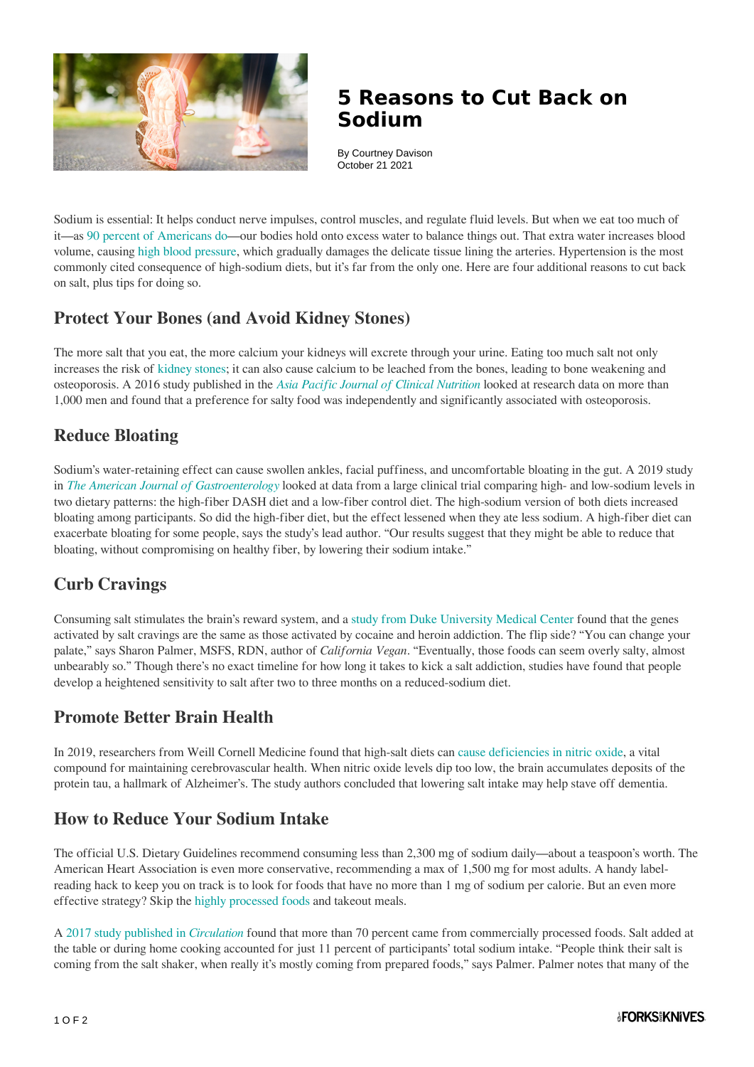# 5 Reasons to Cut Back on Sodium

By Courtney Davison
October 21 2021

Sodium is essential: It helps conduct nerve impulses, control muscles, and regulate fluid levels. But when we eat too much of it—as 90 percent of Americans do—our bodies hold onto excess water to balance things out. That extra water increases blood volume, causing high blood pressure, which gradually damages the delicate tissue lining the arteries. Hypertension is the most commonly cited consequence of high-sodium diets, but it's far from the only one. Here are four additional reasons to cut back on salt, plus tips for doing so.

## Protect Your Bones (and Avoid Kidney Stones)

The more salt that you eat, the more calcium your kidneys will excrete through your urine. Eating too much salt not only increases the risk of kidney stones; it can also cause calcium to be leached from the bones, leading to bone weakening and osteoporosis. A 2016 study published in the *Asia Pacific Journal of Clinical Nutrition* looked at research data on more than 1,000 men and found that a preference for salty food was independently and significantly associated with osteoporosis.

## Reduce Bloating

Sodium's water-retaining effect can cause swollen ankles, facial puffiness, and uncomfortable bloating in the gut. A 2019 study in *The American Journal of Gastroenterology* looked at data from a large clinical trial comparing high- and low-sodium levels in two dietary patterns: the high-fiber DASH diet and a low-fiber control diet. The high-sodium version of both diets increased bloating among participants. So did the high-fiber diet, but the effect lessened when they ate less sodium. A high-fiber diet can exacerbate bloating for some people, says the study's lead author. "Our results suggest that they might be able to reduce that bloating, without compromising on healthy fiber, by lowering their sodium intake."

## Curb Cravings

Consuming salt stimulates the brain's reward system, and a study from Duke University Medical Center found that the genes activated by salt cravings are the same as those activated by cocaine and heroin addiction. The flip side? "You can change your palate," says Sharon Palmer, MSFS, RDN, author of *California Vegan*. "Eventually, those foods can seem overly salty, almost unbearably so." Though there's no exact timeline for how long it takes to kick a salt addiction, studies have found that people develop a heightened sensitivity to salt after two to three months on a reduced-sodium diet.

## Promote Better Brain Health

In 2019, researchers from Weill Cornell Medicine found that high-salt diets can cause deficiencies in nitric oxide, a vital compound for maintaining cerebrovascular health. When nitric oxide levels dip too low, the brain accumulates deposits of the protein tau, a hallmark of Alzheimer's. The study authors concluded that lowering salt intake may help stave off dementia.

## How to Reduce Your Sodium Intake

The official U.S. Dietary Guidelines recommend consuming less than 2,300 mg of sodium daily—about a teaspoon's worth. The American Heart Association is even more conservative, recommending a max of 1,500 mg for most adults. A handy label-reading hack to keep you on track is to look for foods that have no more than 1 mg of sodium per calorie. But an even more effective strategy? Skip the highly processed foods and takeout meals.

A 2017 study published in *Circulation* found that more than 70 percent came from commercially processed foods. Salt added at the table or during home cooking accounted for just 11 percent of participants' total sodium intake. "People think their salt is coming from the salt shaker, when really it's mostly coming from prepared foods," says Palmer. Palmer notes that many of the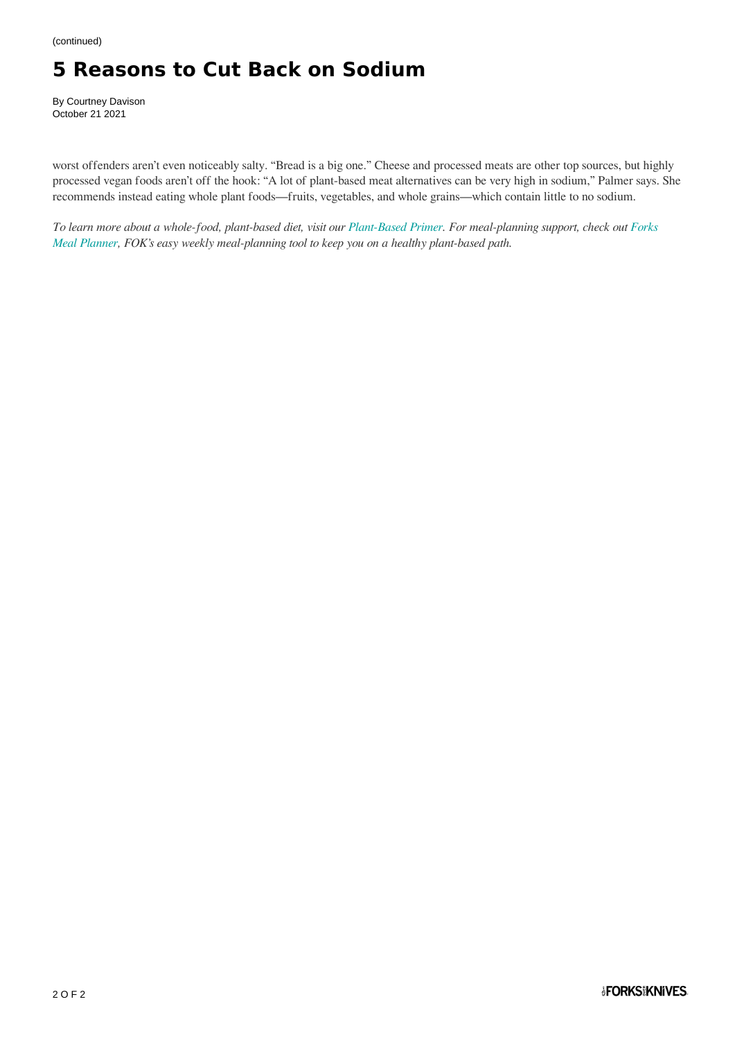(continued)

# 5 Reasons to Cut Back on Sodium

By Courtney Davison
October 21 2021

worst offenders aren't even noticeably salty. "Bread is a big one." Cheese and processed meats are other top sources, but highly processed vegan foods aren't off the hook: "A lot of plant-based meat alternatives can be very high in sodium," Palmer says. She recommends instead eating whole plant foods—fruits, vegetables, and whole grains—which contain little to no sodium.

*To learn more about a whole-food, plant-based diet, visit our Plant-Based Primer. For meal-planning support, check out Forks Meal Planner, FOK's easy weekly meal-planning tool to keep you on a healthy plant-based path.*